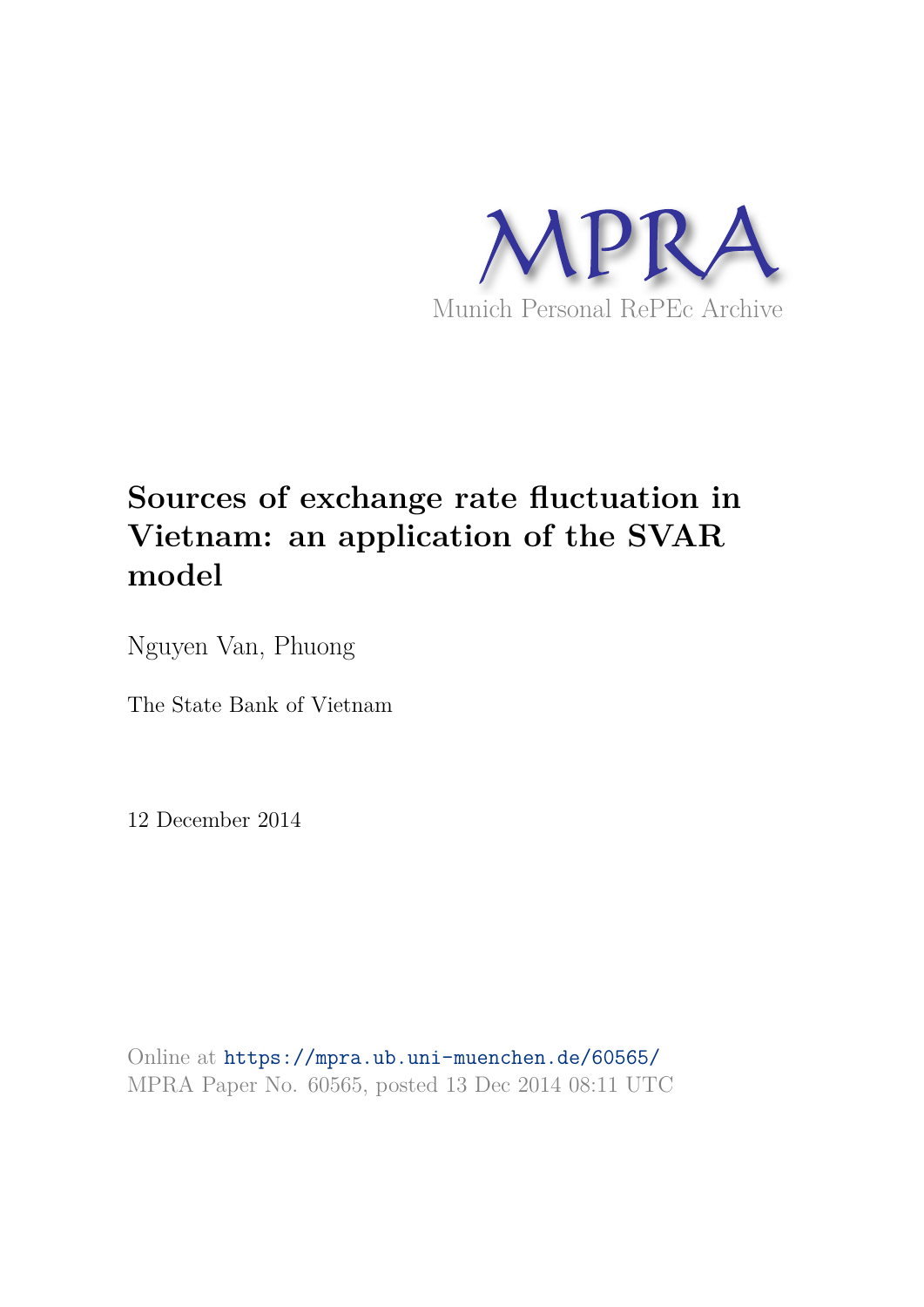MPRA

Munich Personal RePEc Archive

# Sources of exchange rate fluctuation in Vietnam: an application of the SVAR model

Nguyen Van, Phuong

The State Bank of Vietnam

12 December 2014

Online at https://mpra.ub.uni-muenchen.de/60565/
MPRA Paper No. 60565, posted 13 Dec 2014 08:11 UTC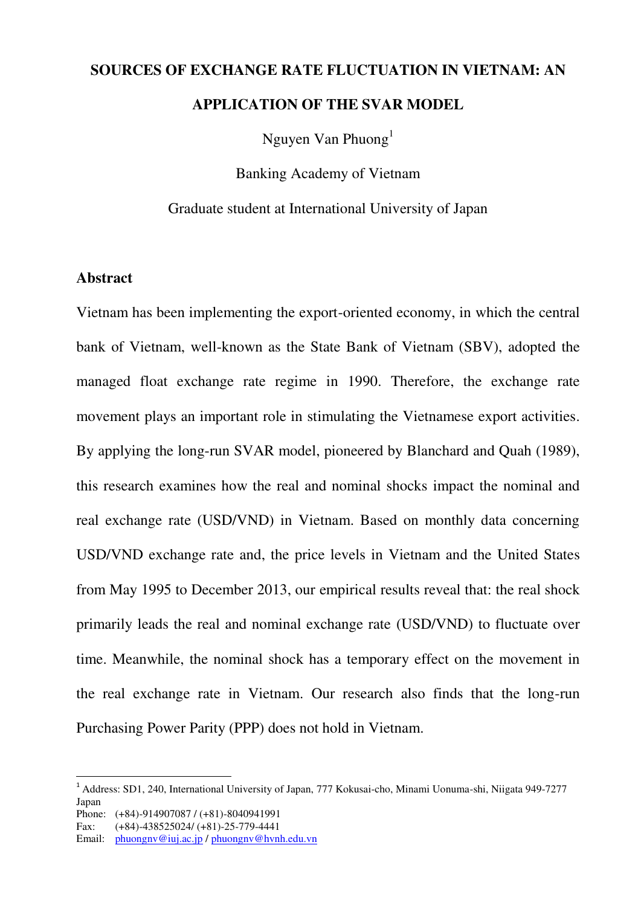# SOURCES OF EXCHANGE RATE FLUCTUATION IN VIETNAM: AN APPLICATION OF THE SVAR MODEL

Nguyen Van Phuong[1]

Banking Academy of Vietnam

Graduate student at International University of Japan

## Abstract

Vietnam has been implementing the export-oriented economy, in which the central bank of Vietnam, well-known as the State Bank of Vietnam (SBV), adopted the managed float exchange rate regime in 1990. Therefore, the exchange rate movement plays an important role in stimulating the Vietnamese export activities. By applying the long-run SVAR model, pioneered by Blanchard and Quah (1989), this research examines how the real and nominal shocks impact the nominal and real exchange rate (USD/VND) in Vietnam. Based on monthly data concerning USD/VND exchange rate and, the price levels in Vietnam and the United States from May 1995 to December 2013, our empirical results reveal that: the real shock primarily leads the real and nominal exchange rate (USD/VND) to fluctuate over time. Meanwhile, the nominal shock has a temporary effect on the movement in the real exchange rate in Vietnam. Our research also finds that the long-run Purchasing Power Parity (PPP) does not hold in Vietnam.

---

[1] Address: SD1, 240, International University of Japan, 777 Kokusai-cho, Minami Uonuma-shi, Niigata 949-7277 Japan

Phone: (+84)-914907087 / (+81)-8040941991

Fax: (+84)-438525024/ (+81)-25-779-4441

Email: phuongnv@iuj.ac.jp / phuongnv@hvnh.edu.vn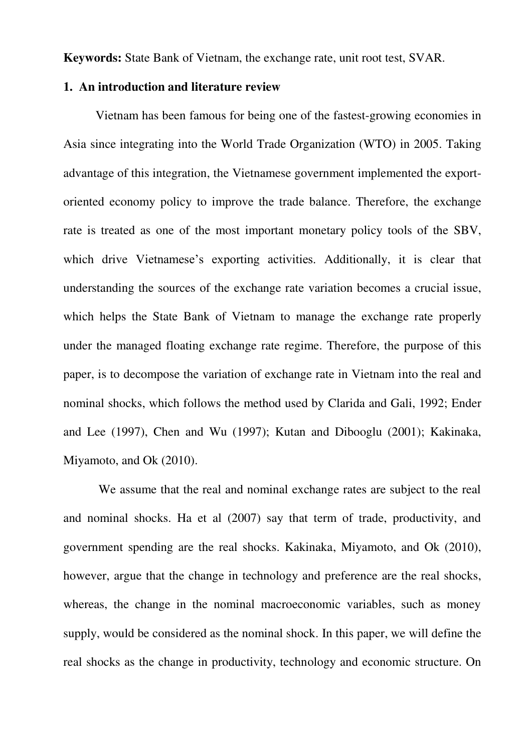**Keywords:** State Bank of Vietnam, the exchange rate, unit root test, SVAR.

## 1. An introduction and literature review

Vietnam has been famous for being one of the fastest-growing economies in Asia since integrating into the World Trade Organization (WTO) in 2005. Taking advantage of this integration, the Vietnamese government implemented the export-oriented economy policy to improve the trade balance. Therefore, the exchange rate is treated as one of the most important monetary policy tools of the SBV, which drive Vietnamese's exporting activities. Additionally, it is clear that understanding the sources of the exchange rate variation becomes a crucial issue, which helps the State Bank of Vietnam to manage the exchange rate properly under the managed floating exchange rate regime. Therefore, the purpose of this paper, is to decompose the variation of exchange rate in Vietnam into the real and nominal shocks, which follows the method used by Clarida and Gali, 1992; Ender and Lee (1997), Chen and Wu (1997); Kutan and Dibooglu (2001); Kakinaka, Miyamoto, and Ok (2010).

We assume that the real and nominal exchange rates are subject to the real and nominal shocks. Ha et al (2007) say that term of trade, productivity, and government spending are the real shocks. Kakinaka, Miyamoto, and Ok (2010), however, argue that the change in technology and preference are the real shocks, whereas, the change in the nominal macroeconomic variables, such as money supply, would be considered as the nominal shock. In this paper, we will define the real shocks as the change in productivity, technology and economic structure. On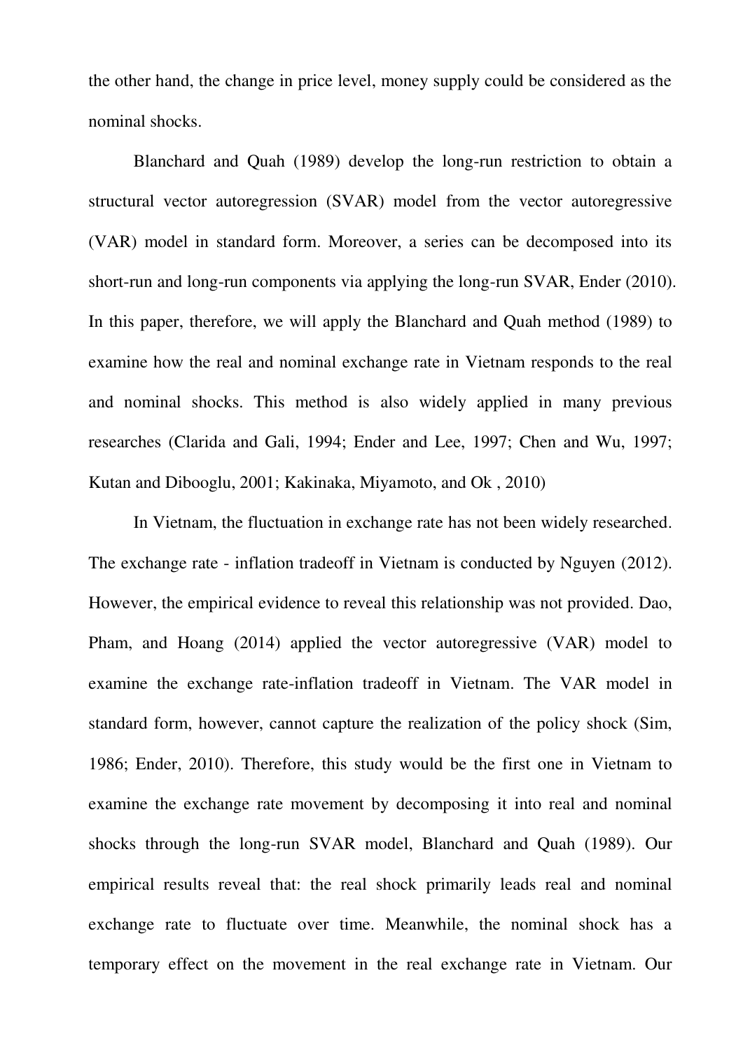the other hand, the change in price level, money supply could be considered as the nominal shocks.

Blanchard and Quah (1989) develop the long-run restriction to obtain a structural vector autoregression (SVAR) model from the vector autoregressive (VAR) model in standard form. Moreover, a series can be decomposed into its short-run and long-run components via applying the long-run SVAR, Ender (2010). In this paper, therefore, we will apply the Blanchard and Quah method (1989) to examine how the real and nominal exchange rate in Vietnam responds to the real and nominal shocks. This method is also widely applied in many previous researches (Clarida and Gali, 1994; Ender and Lee, 1997; Chen and Wu, 1997; Kutan and Dibooglu, 2001; Kakinaka, Miyamoto, and Ok , 2010)

In Vietnam, the fluctuation in exchange rate has not been widely researched. The exchange rate - inflation tradeoff in Vietnam is conducted by Nguyen (2012). However, the empirical evidence to reveal this relationship was not provided. Dao, Pham, and Hoang (2014) applied the vector autoregressive (VAR) model to examine the exchange rate-inflation tradeoff in Vietnam. The VAR model in standard form, however, cannot capture the realization of the policy shock (Sim, 1986; Ender, 2010). Therefore, this study would be the first one in Vietnam to examine the exchange rate movement by decomposing it into real and nominal shocks through the long-run SVAR model, Blanchard and Quah (1989). Our empirical results reveal that: the real shock primarily leads real and nominal exchange rate to fluctuate over time. Meanwhile, the nominal shock has a temporary effect on the movement in the real exchange rate in Vietnam. Our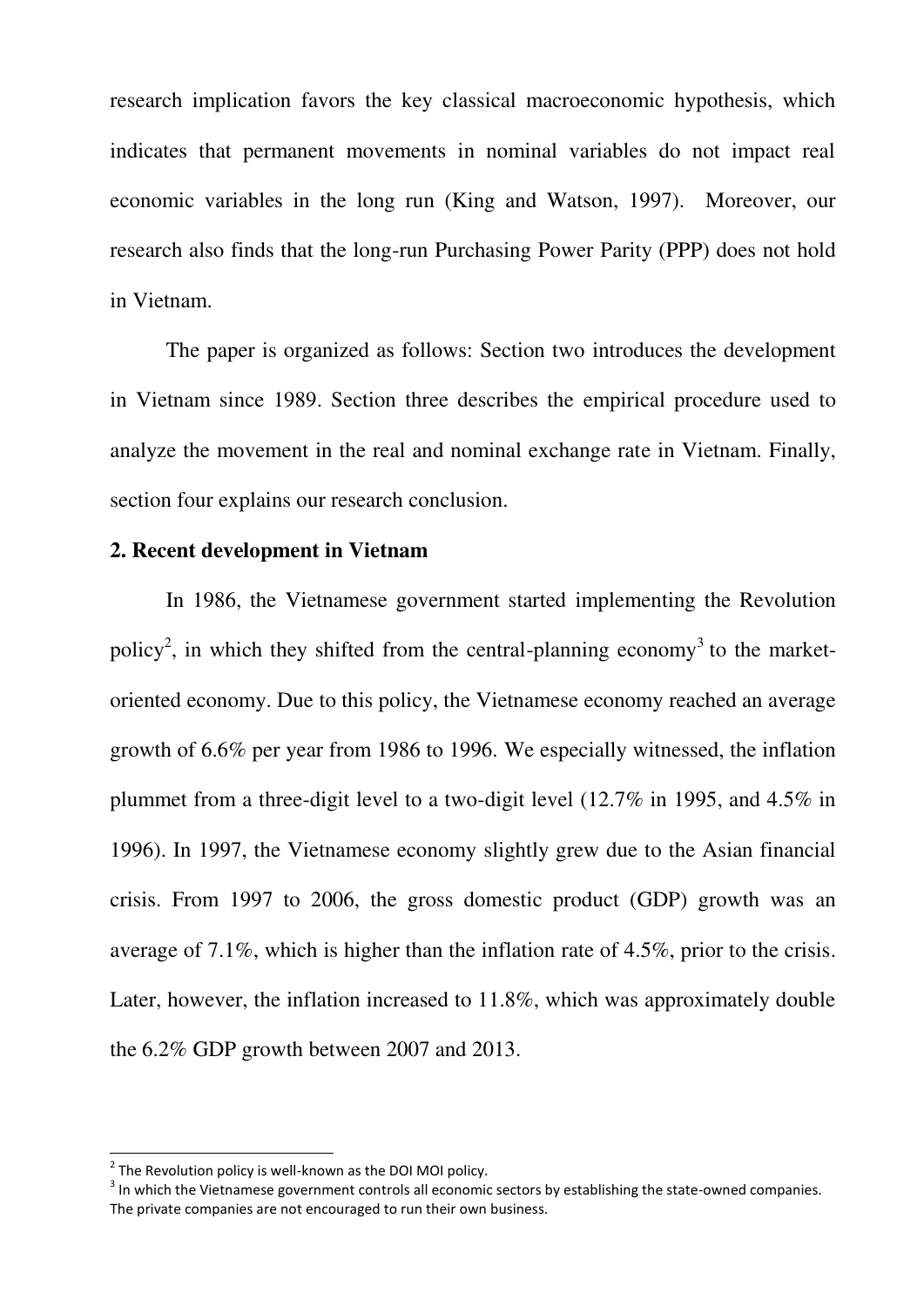research implication favors the key classical macroeconomic hypothesis, which indicates that permanent movements in nominal variables do not impact real economic variables in the long run (King and Watson, 1997). Moreover, our research also finds that the long-run Purchasing Power Parity (PPP) does not hold in Vietnam.

The paper is organized as follows: Section two introduces the development in Vietnam since 1989. Section three describes the empirical procedure used to analyze the movement in the real and nominal exchange rate in Vietnam. Finally, section four explains our research conclusion.

## 2. Recent development in Vietnam

In 1986, the Vietnamese government started implementing the Revolution policy[2], in which they shifted from the central-planning economy[3] to the market-oriented economy. Due to this policy, the Vietnamese economy reached an average growth of 6.6% per year from 1986 to 1996. We especially witnessed, the inflation plummet from a three-digit level to a two-digit level (12.7% in 1995, and 4.5% in 1996). In 1997, the Vietnamese economy slightly grew due to the Asian financial crisis. From 1997 to 2006, the gross domestic product (GDP) growth was an average of 7.1%, which is higher than the inflation rate of 4.5%, prior to the crisis. Later, however, the inflation increased to 11.8%, which was approximately double the 6.2% GDP growth between 2007 and 2013.

---

[2] The Revolution policy is well-known as the DOI MOI policy.

[3] In which the Vietnamese government controls all economic sectors by establishing the state-owned companies. The private companies are not encouraged to run their own business.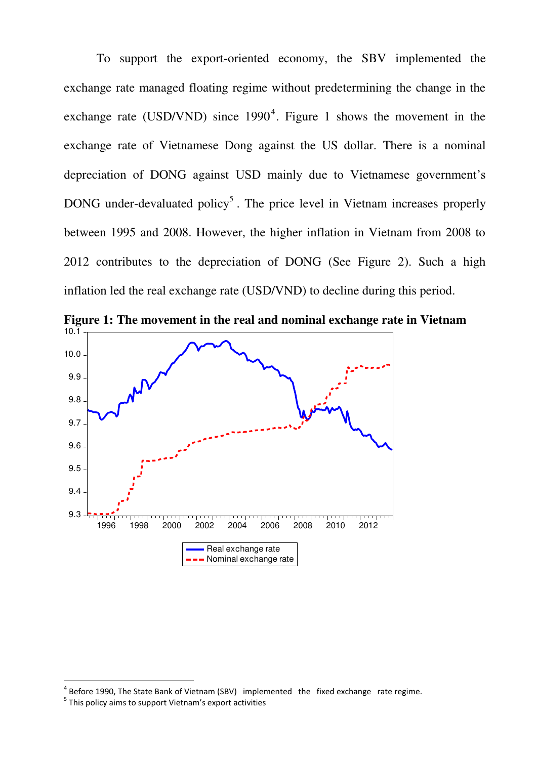To support the export-oriented economy, the SBV implemented the exchange rate managed floating regime without predetermining the change in the exchange rate (USD/VND) since 1990[4]. Figure 1 shows the movement in the exchange rate of Vietnamese Dong against the US dollar. There is a nominal depreciation of DONG against USD mainly due to Vietnamese government's DONG under-devaluated policy[5]. The price level in Vietnam increases properly between 1995 and 2008. However, the higher inflation in Vietnam from 2008 to 2012 contributes to the depreciation of DONG (See Figure 2). Such a high inflation led the real exchange rate (USD/VND) to decline during this period.

**Figure 1: The movement in the real and nominal exchange rate in Vietnam**

---

[4] Before 1990, The State Bank of Vietnam (SBV) implemented the fixed exchange rate regime.

[5] This policy aims to support Vietnam's export activities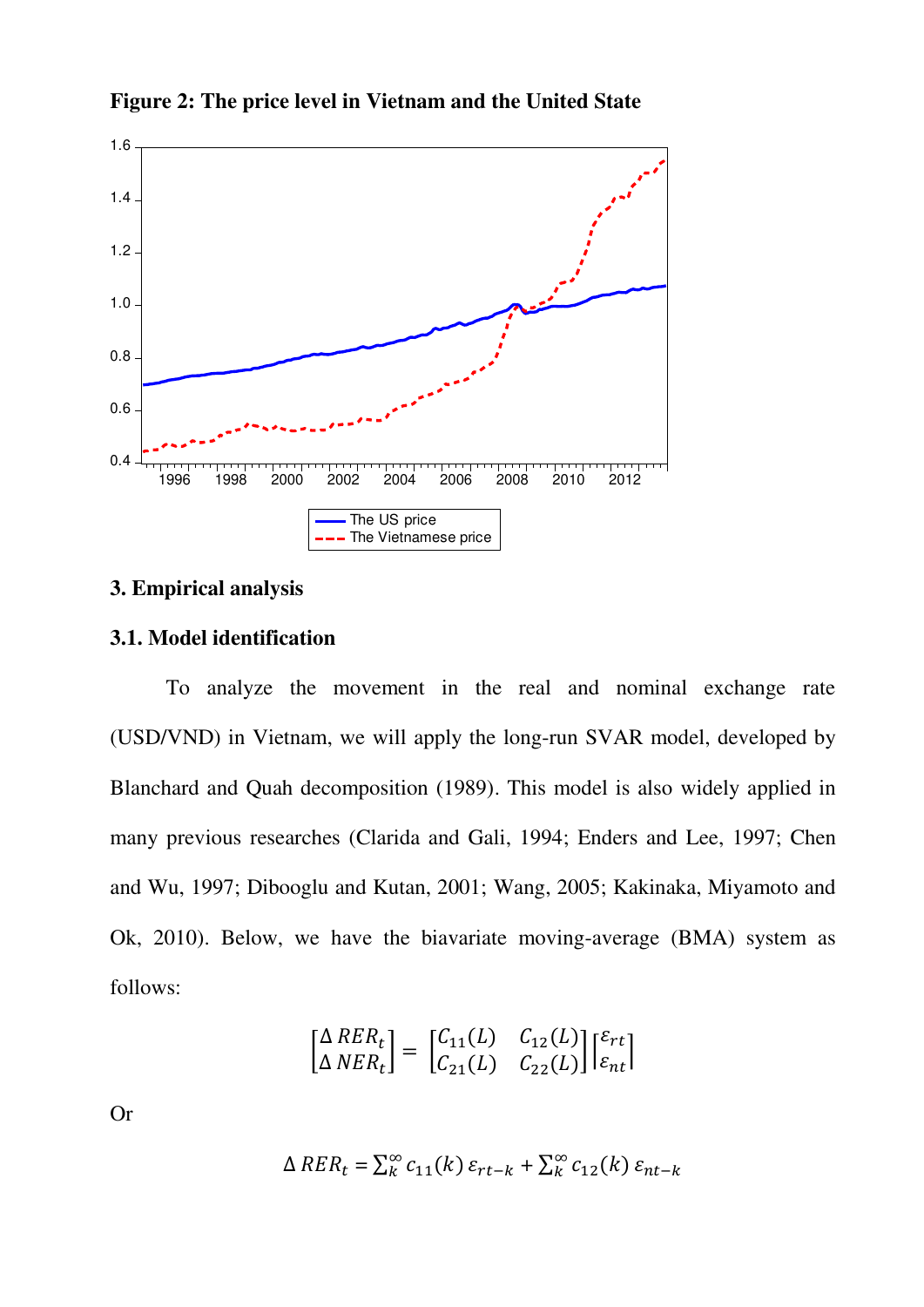**Figure 2: The price level in Vietnam and the United State**

## 3. Empirical analysis

### 3.1. Model identification

To analyze the movement in the real and nominal exchange rate (USD/VND) in Vietnam, we will apply the long-run SVAR model, developed by Blanchard and Quah decomposition (1989). This model is also widely applied in many previous researches (Clarida and Gali, 1994; Enders and Lee, 1997; Chen and Wu, 1997; Dibooglu and Kutan, 2001; Wang, 2005; Kakinaka, Miyamoto and Ok, 2010). Below, we have the biavariate moving-average (BMA) system as follows:

$$\begin{bmatrix} \Delta\, RER_t \\ \Delta\, NER_t \end{bmatrix} = \begin{bmatrix} C_{11}(L) & C_{12}(L) \\ C_{21}(L) & C_{22}(L) \end{bmatrix} \begin{bmatrix} \varepsilon_{rt} \\ \varepsilon_{nt} \end{bmatrix}$$

Or

$$\Delta\, RER_t = \sum_k^{\infty} c_{11}(k)\, \varepsilon_{rt-k} + \sum_k^{\infty} c_{12}(k)\, \varepsilon_{nt-k}$$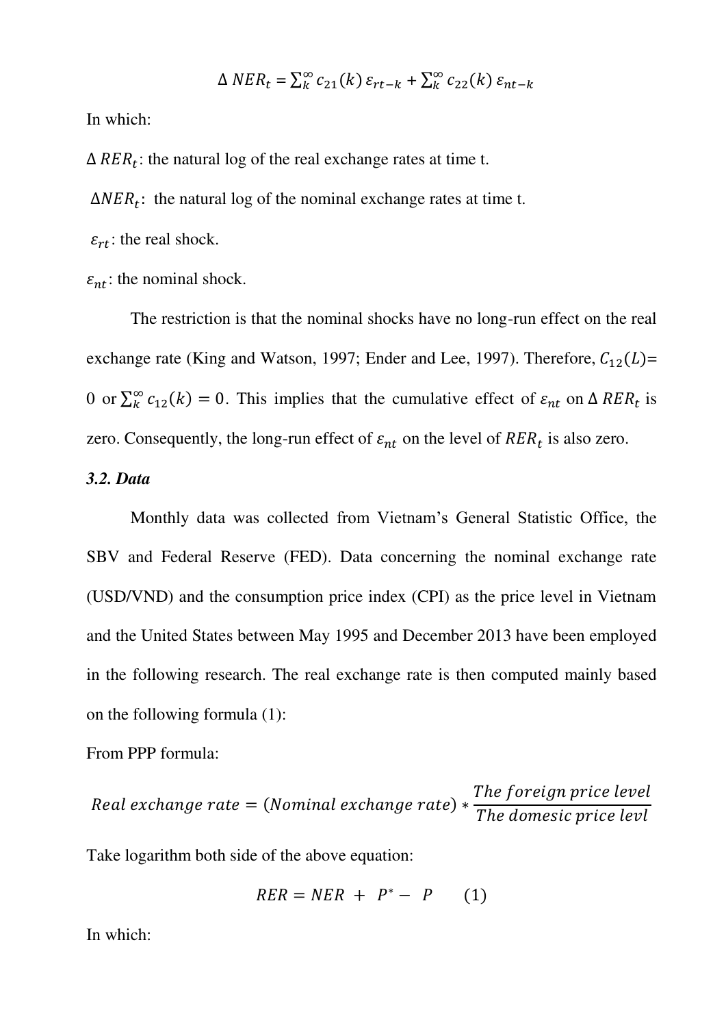$$\Delta\, NER_t = \sum_k^{\infty} c_{21}(k)\, \varepsilon_{rt-k} + \sum_k^{\infty} c_{22}(k)\, \varepsilon_{nt-k}$$

In which:

$\Delta\, RER_t$: the natural log of the real exchange rates at time t.

$\Delta NER_t$: the natural log of the nominal exchange rates at time t.

$\varepsilon_{rt}$: the real shock.

$\varepsilon_{nt}$: the nominal shock.

The restriction is that the nominal shocks have no long-run effect on the real exchange rate (King and Watson, 1997; Ender and Lee, 1997). Therefore, $C_{12}(L)$= 0 or $\sum_k^{\infty} c_{12}(k) = 0$. This implies that the cumulative effect of $\varepsilon_{nt}$ on $\Delta\, RER_t$ is zero. Consequently, the long-run effect of $\varepsilon_{nt}$ on the level of $RER_t$ is also zero.

### *3.2. Data*

Monthly data was collected from Vietnam's General Statistic Office, the SBV and Federal Reserve (FED). Data concerning the nominal exchange rate (USD/VND) and the consumption price index (CPI) as the price level in Vietnam and the United States between May 1995 and December 2013 have been employed in the following research. The real exchange rate is then computed mainly based on the following formula (1):

From PPP formula:

$$Real\ exchange\ rate = (Nominal\ exchange\ rate) * \frac{The\ foreign\ price\ level}{The\ domesic\ price\ levl}$$

Take logarithm both side of the above equation:

$$RER = NER\ +\ P^* -\ P \qquad (1)$$

In which: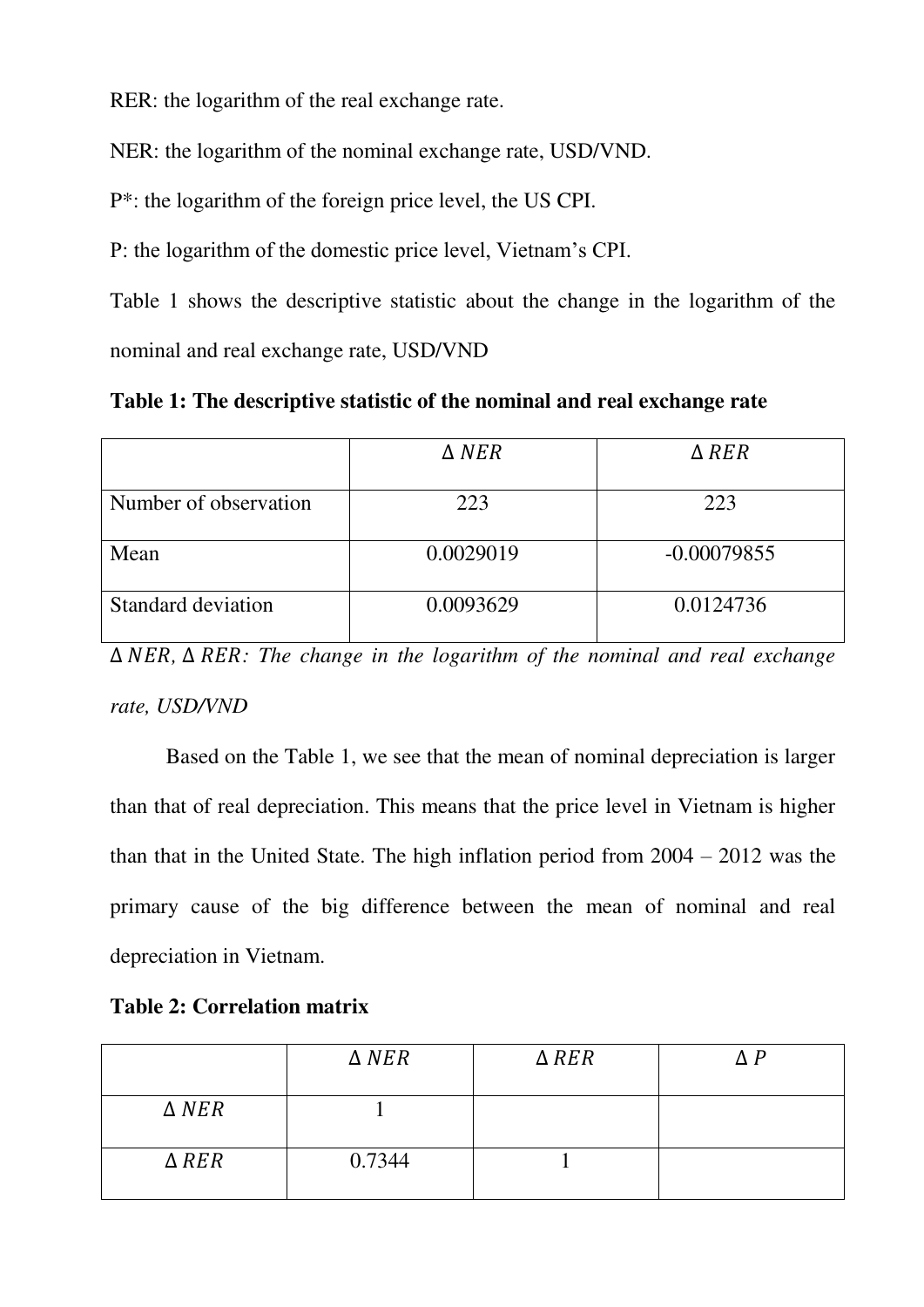RER: the logarithm of the real exchange rate.

NER: the logarithm of the nominal exchange rate, USD/VND.

P*: the logarithm of the foreign price level, the US CPI.

P: the logarithm of the domestic price level, Vietnam's CPI.

Table 1 shows the descriptive statistic about the change in the logarithm of the nominal and real exchange rate, USD/VND

**Table 1: The descriptive statistic of the nominal and real exchange rate**

| | $\Delta\, NER$ | $\Delta\, RER$ |
|---|---|---|
| Number of observation | 223 | 223 |
| Mean | 0.0029019 | -0.00079855 |
| Standard deviation | 0.0093629 | 0.0124736 |

*$\Delta\, NER$, $\Delta\, RER$: The change in the logarithm of the nominal and real exchange rate, USD/VND*

Based on the Table 1, we see that the mean of nominal depreciation is larger than that of real depreciation. This means that the price level in Vietnam is higher than that in the United State. The high inflation period from 2004 – 2012 was the primary cause of the big difference between the mean of nominal and real depreciation in Vietnam.

**Table 2: Correlation matrix**

| | $\Delta\, NER$ | $\Delta\, RER$ | $\Delta\, P$ |
|---|---|---|---|
| $\Delta\, NER$ | 1 | | |
| $\Delta\, RER$ | 0.7344 | 1 | |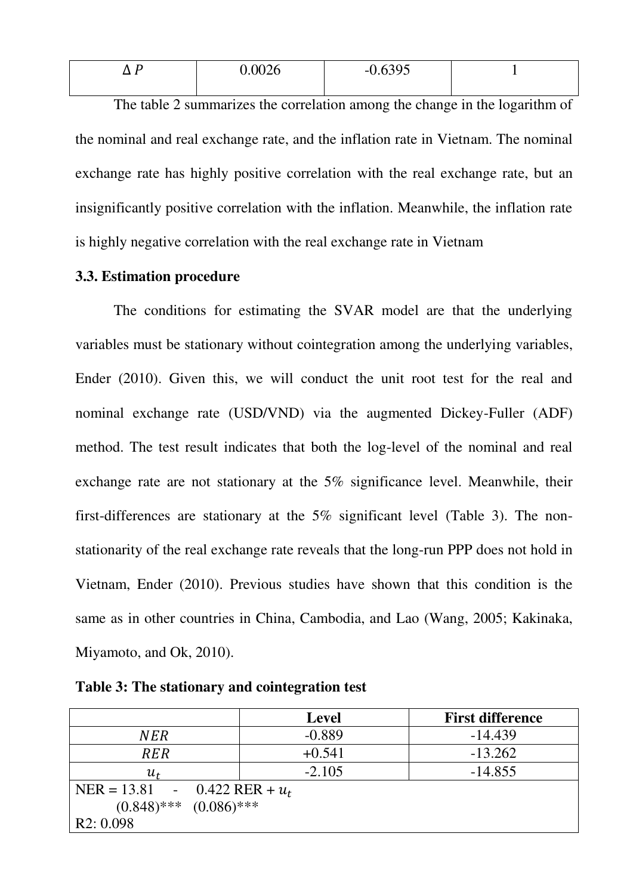| $\Delta P$ | 0.0026 | -0.6395 | 1 |
|---|---|---|---|

The table 2 summarizes the correlation among the change in the logarithm of the nominal and real exchange rate, and the inflation rate in Vietnam. The nominal exchange rate has highly positive correlation with the real exchange rate, but an insignificantly positive correlation with the inflation. Meanwhile, the inflation rate is highly negative correlation with the real exchange rate in Vietnam

### 3.3. Estimation procedure

The conditions for estimating the SVAR model are that the underlying variables must be stationary without cointegration among the underlying variables, Ender (2010). Given this, we will conduct the unit root test for the real and nominal exchange rate (USD/VND) via the augmented Dickey-Fuller (ADF) method. The test result indicates that both the log-level of the nominal and real exchange rate are not stationary at the 5% significance level. Meanwhile, their first-differences are stationary at the 5% significant level (Table 3). The non-stationarity of the real exchange rate reveals that the long-run PPP does not hold in Vietnam, Ender (2010). Previous studies have shown that this condition is the same as in other countries in China, Cambodia, and Lao (Wang, 2005; Kakinaka, Miyamoto, and Ok, 2010).

**Table 3: The stationary and cointegration test**

| | Level | First difference |
|---|---|---|
| $NER$ | -0.889 | -14.439 |
| $RER$ | +0.541 | -13.262 |
| $u_t$ | -2.105 | -14.855 |
| $NER = 13.81 - 0.422\ RER + u_t$ <br> (0.848)*** (0.086)*** <br> R2: 0.098 | | |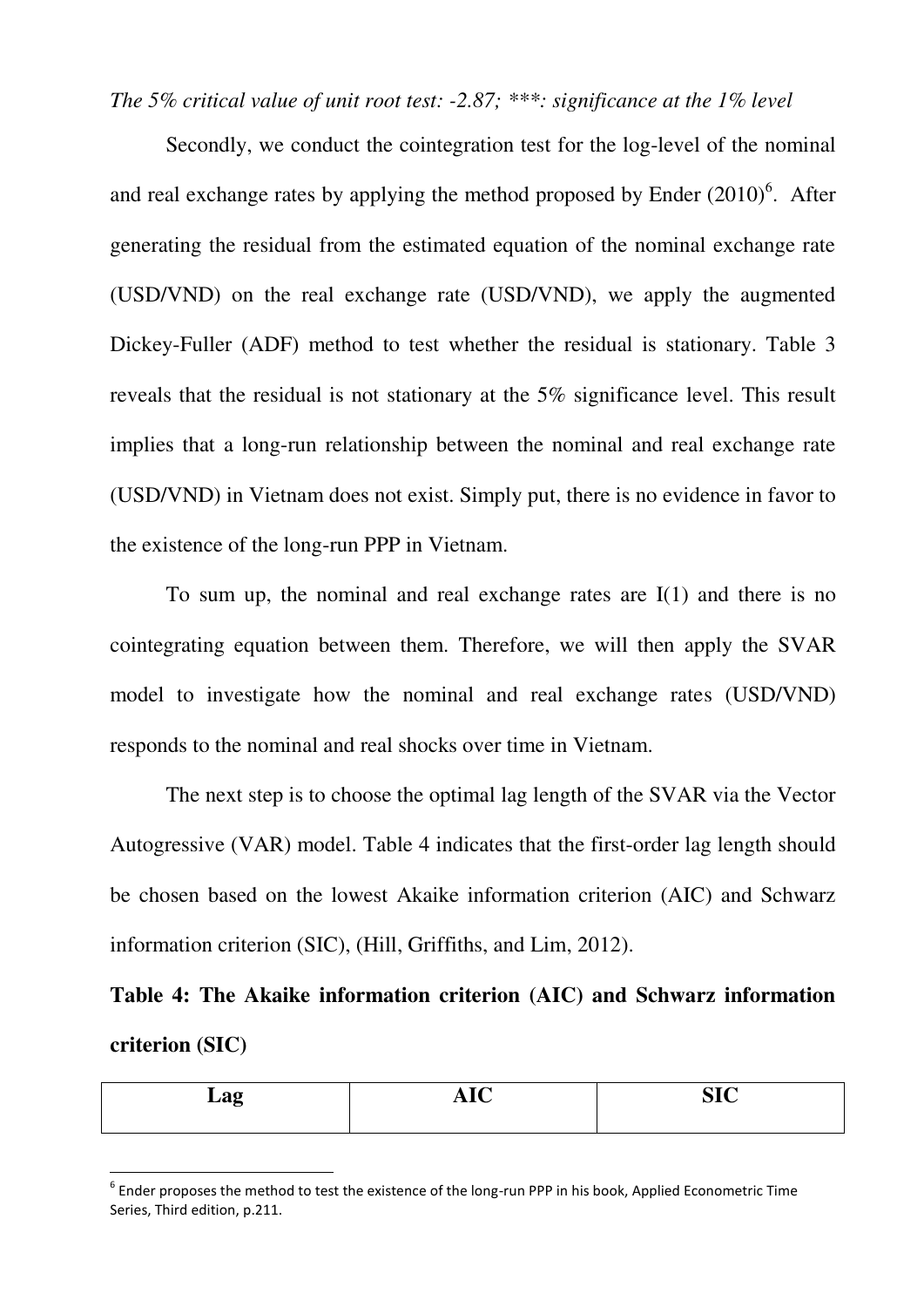*The 5% critical value of unit root test: -2.87; \*\*\*: significance at the 1% level*

Secondly, we conduct the cointegration test for the log-level of the nominal and real exchange rates by applying the method proposed by Ender (2010)[6]. After generating the residual from the estimated equation of the nominal exchange rate (USD/VND) on the real exchange rate (USD/VND), we apply the augmented Dickey-Fuller (ADF) method to test whether the residual is stationary. Table 3 reveals that the residual is not stationary at the 5% significance level. This result implies that a long-run relationship between the nominal and real exchange rate (USD/VND) in Vietnam does not exist. Simply put, there is no evidence in favor to the existence of the long-run PPP in Vietnam.

To sum up, the nominal and real exchange rates are I(1) and there is no cointegrating equation between them. Therefore, we will then apply the SVAR model to investigate how the nominal and real exchange rates (USD/VND) responds to the nominal and real shocks over time in Vietnam.

The next step is to choose the optimal lag length of the SVAR via the Vector Autogressive (VAR) model. Table 4 indicates that the first-order lag length should be chosen based on the lowest Akaike information criterion (AIC) and Schwarz information criterion (SIC), (Hill, Griffiths, and Lim, 2012).

**Table 4: The Akaike information criterion (AIC) and Schwarz information criterion (SIC)**

| Lag | AIC | SIC |
|---|---|---|

[6] Ender proposes the method to test the existence of the long-run PPP in his book, Applied Econometric Time Series, Third edition, p.211.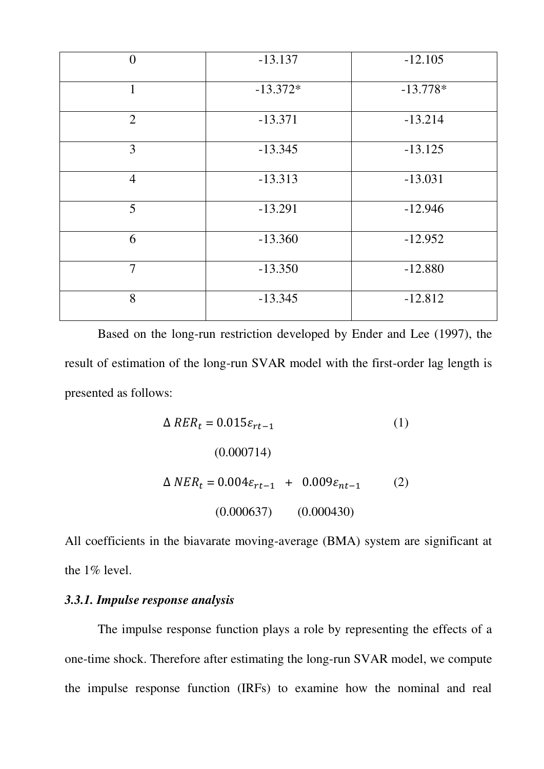| 0 | -13.137 | -12.105 |
|---|---|---|
| 1 | -13.372* | -13.778* |
| 2 | -13.371 | -13.214 |
| 3 | -13.345 | -13.125 |
| 4 | -13.313 | -13.031 |
| 5 | -13.291 | -12.946 |
| 6 | -13.360 | -12.952 |
| 7 | -13.350 | -12.880 |
| 8 | -13.345 | -12.812 |

Based on the long-run restriction developed by Ender and Lee (1997), the result of estimation of the long-run SVAR model with the first-order lag length is presented as follows:

$$\Delta\, RER_t = 0.015\varepsilon_{rt-1} \qquad (1)$$

$$(0.000714)$$

$$\Delta\, NER_t = 0.004\varepsilon_{rt-1} \;+\; 0.009\varepsilon_{nt-1} \qquad (2)$$

$$(0.000637) \qquad (0.000430)$$

All coefficients in the biavarate moving-average (BMA) system are significant at the 1% level.

### *3.3.1. Impulse response analysis*

The impulse response function plays a role by representing the effects of a one-time shock. Therefore after estimating the long-run SVAR model, we compute the impulse response function (IRFs) to examine how the nominal and real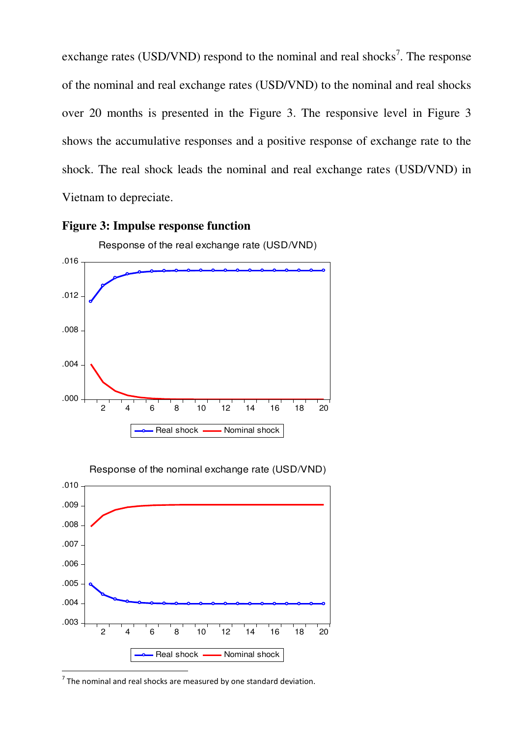exchange rates (USD/VND) respond to the nominal and real shocks[7]. The response of the nominal and real exchange rates (USD/VND) to the nominal and real shocks over 20 months is presented in the Figure 3. The responsive level in Figure 3 shows the accumulative responses and a positive response of exchange rate to the shock. The real shock leads the nominal and real exchange rates (USD/VND) in Vietnam to depreciate.

**Figure 3: Impulse response function**

Response of the real exchange rate (USD/VND)

Real shock — Nominal shock

Response of the nominal exchange rate (USD/VND)

Real shock — Nominal shock

[7] The nominal and real shocks are measured by one standard deviation.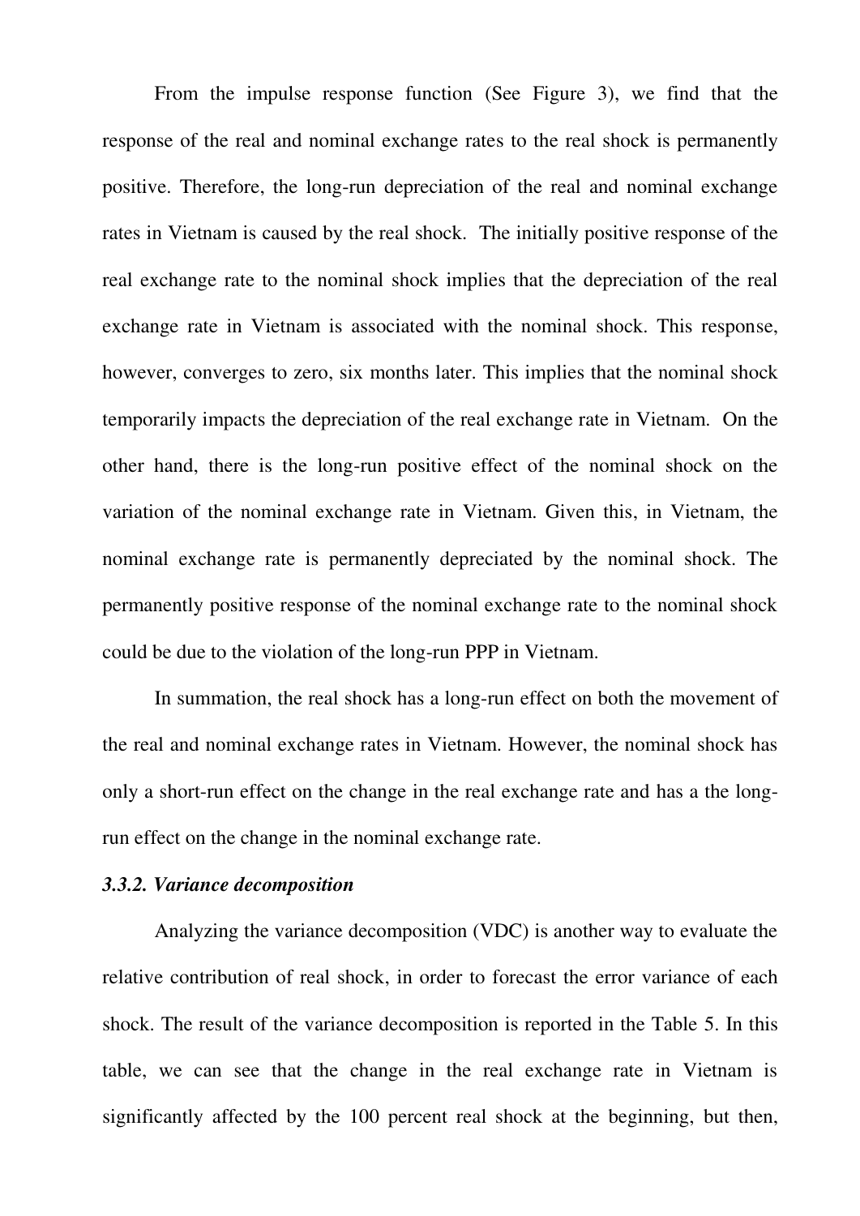From the impulse response function (See Figure 3), we find that the response of the real and nominal exchange rates to the real shock is permanently positive. Therefore, the long-run depreciation of the real and nominal exchange rates in Vietnam is caused by the real shock. The initially positive response of the real exchange rate to the nominal shock implies that the depreciation of the real exchange rate in Vietnam is associated with the nominal shock. This response, however, converges to zero, six months later. This implies that the nominal shock temporarily impacts the depreciation of the real exchange rate in Vietnam. On the other hand, there is the long-run positive effect of the nominal shock on the variation of the nominal exchange rate in Vietnam. Given this, in Vietnam, the nominal exchange rate is permanently depreciated by the nominal shock. The permanently positive response of the nominal exchange rate to the nominal shock could be due to the violation of the long-run PPP in Vietnam.

In summation, the real shock has a long-run effect on both the movement of the real and nominal exchange rates in Vietnam. However, the nominal shock has only a short-run effect on the change in the real exchange rate and has a the long-run effect on the change in the nominal exchange rate.

### *3.3.2. Variance decomposition*

Analyzing the variance decomposition (VDC) is another way to evaluate the relative contribution of real shock, in order to forecast the error variance of each shock. The result of the variance decomposition is reported in the Table 5. In this table, we can see that the change in the real exchange rate in Vietnam is significantly affected by the 100 percent real shock at the beginning, but then,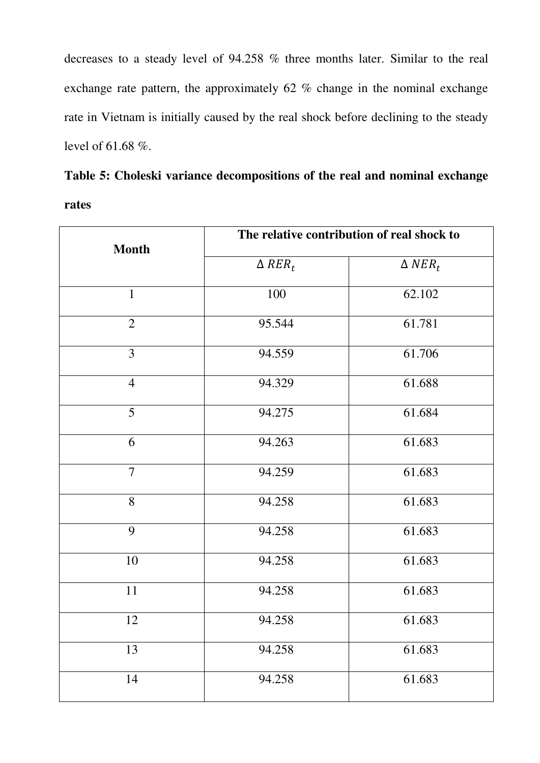decreases to a steady level of 94.258 % three months later. Similar to the real exchange rate pattern, the approximately 62 % change in the nominal exchange rate in Vietnam is initially caused by the real shock before declining to the steady level of 61.68 %.

**Table 5: Choleski variance decompositions of the real and nominal exchange rates**

| Month | The relative contribution of real shock to | |
|---|---|---|
| | $\Delta\, RER_t$ | $\Delta\, NER_t$ |
| 1 | 100 | 62.102 |
| 2 | 95.544 | 61.781 |
| 3 | 94.559 | 61.706 |
| 4 | 94.329 | 61.688 |
| 5 | 94.275 | 61.684 |
| 6 | 94.263 | 61.683 |
| 7 | 94.259 | 61.683 |
| 8 | 94.258 | 61.683 |
| 9 | 94.258 | 61.683 |
| 10 | 94.258 | 61.683 |
| 11 | 94.258 | 61.683 |
| 12 | 94.258 | 61.683 |
| 13 | 94.258 | 61.683 |
| 14 | 94.258 | 61.683 |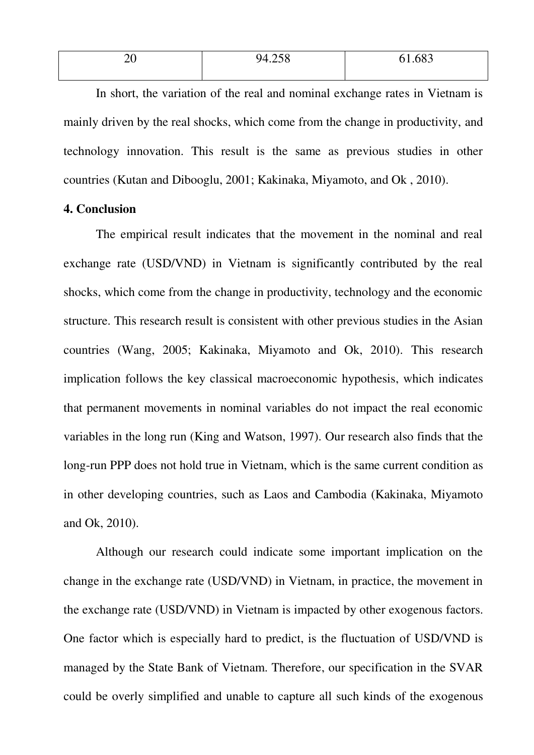| 20 | 94.258 | 61.683 |
|---|---|---|

In short, the variation of the real and nominal exchange rates in Vietnam is mainly driven by the real shocks, which come from the change in productivity, and technology innovation. This result is the same as previous studies in other countries (Kutan and Dibooglu, 2001; Kakinaka, Miyamoto, and Ok , 2010).

## 4. Conclusion

The empirical result indicates that the movement in the nominal and real exchange rate (USD/VND) in Vietnam is significantly contributed by the real shocks, which come from the change in productivity, technology and the economic structure. This research result is consistent with other previous studies in the Asian countries (Wang, 2005; Kakinaka, Miyamoto and Ok, 2010). This research implication follows the key classical macroeconomic hypothesis, which indicates that permanent movements in nominal variables do not impact the real economic variables in the long run (King and Watson, 1997). Our research also finds that the long-run PPP does not hold true in Vietnam, which is the same current condition as in other developing countries, such as Laos and Cambodia (Kakinaka, Miyamoto and Ok, 2010).

Although our research could indicate some important implication on the change in the exchange rate (USD/VND) in Vietnam, in practice, the movement in the exchange rate (USD/VND) in Vietnam is impacted by other exogenous factors. One factor which is especially hard to predict, is the fluctuation of USD/VND is managed by the State Bank of Vietnam. Therefore, our specification in the SVAR could be overly simplified and unable to capture all such kinds of the exogenous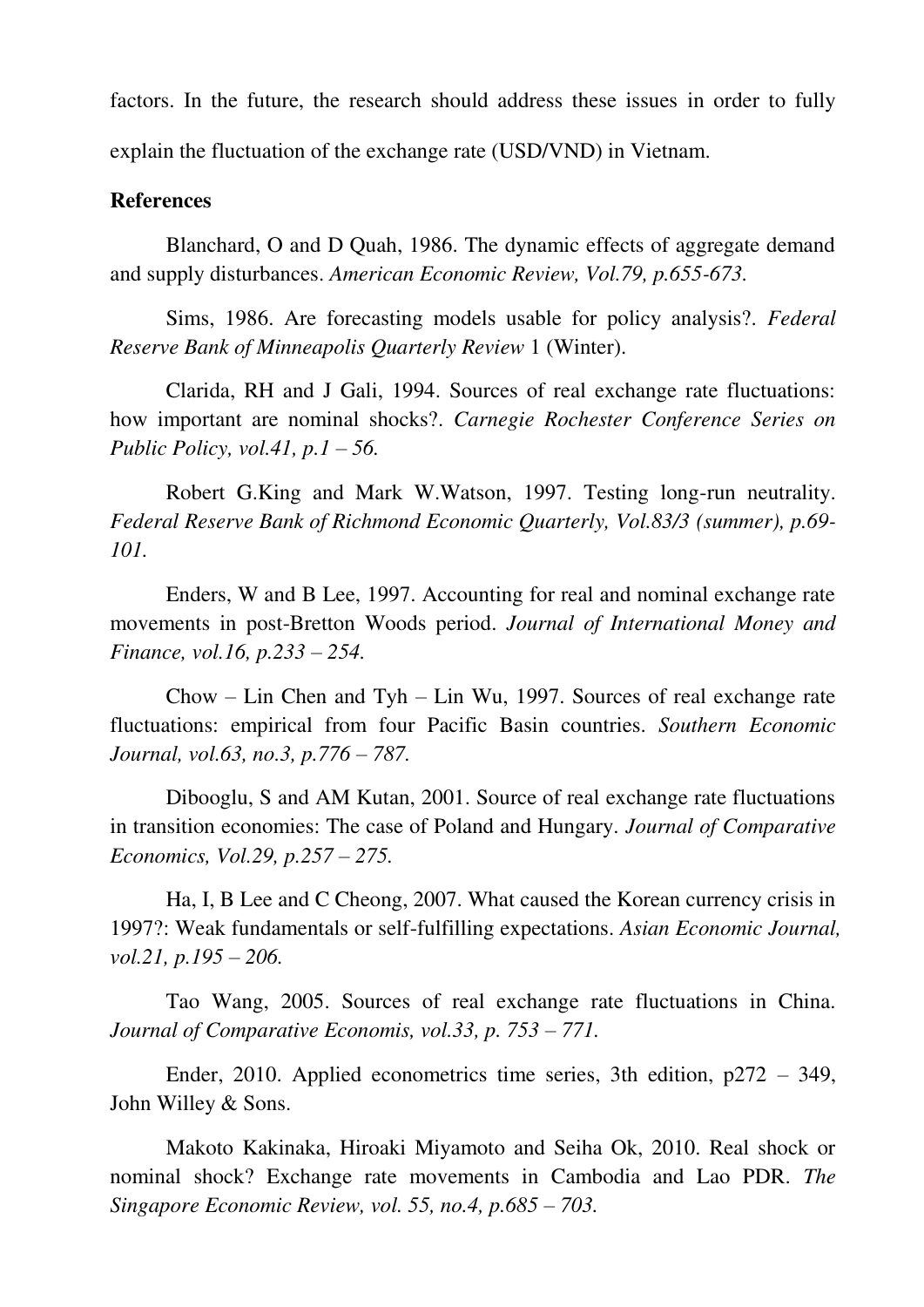factors. In the future, the research should address these issues in order to fully explain the fluctuation of the exchange rate (USD/VND) in Vietnam.

**References**

Blanchard, O and D Quah, 1986. The dynamic effects of aggregate demand and supply disturbances. *American Economic Review, Vol.79, p.655-673.*

Sims, 1986. Are forecasting models usable for policy analysis?. *Federal Reserve Bank of Minneapolis Quarterly Review* 1 (Winter).

Clarida, RH and J Gali, 1994. Sources of real exchange rate fluctuations: how important are nominal shocks?. *Carnegie Rochester Conference Series on Public Policy, vol.41, p.1 – 56.*

Robert G.King and Mark W.Watson, 1997. Testing long-run neutrality. *Federal Reserve Bank of Richmond Economic Quarterly, Vol.83/3 (summer), p.69-101.*

Enders, W and B Lee, 1997. Accounting for real and nominal exchange rate movements in post-Bretton Woods period. *Journal of International Money and Finance, vol.16, p.233 – 254.*

Chow – Lin Chen and Tyh – Lin Wu, 1997. Sources of real exchange rate fluctuations: empirical from four Pacific Basin countries. *Southern Economic Journal, vol.63, no.3, p.776 – 787.*

Dibooglu, S and AM Kutan, 2001. Source of real exchange rate fluctuations in transition economies: The case of Poland and Hungary. *Journal of Comparative Economics, Vol.29, p.257 – 275.*

Ha, I, B Lee and C Cheong, 2007. What caused the Korean currency crisis in 1997?: Weak fundamentals or self-fulfilling expectations. *Asian Economic Journal, vol.21, p.195 – 206.*

Tao Wang, 2005. Sources of real exchange rate fluctuations in China. *Journal of Comparative Economis, vol.33, p. 753 – 771.*

Ender, 2010. Applied econometrics time series, 3th edition, p272 – 349, John Willey & Sons.

Makoto Kakinaka, Hiroaki Miyamoto and Seiha Ok, 2010. Real shock or nominal shock? Exchange rate movements in Cambodia and Lao PDR. *The Singapore Economic Review, vol. 55, no.4, p.685 – 703.*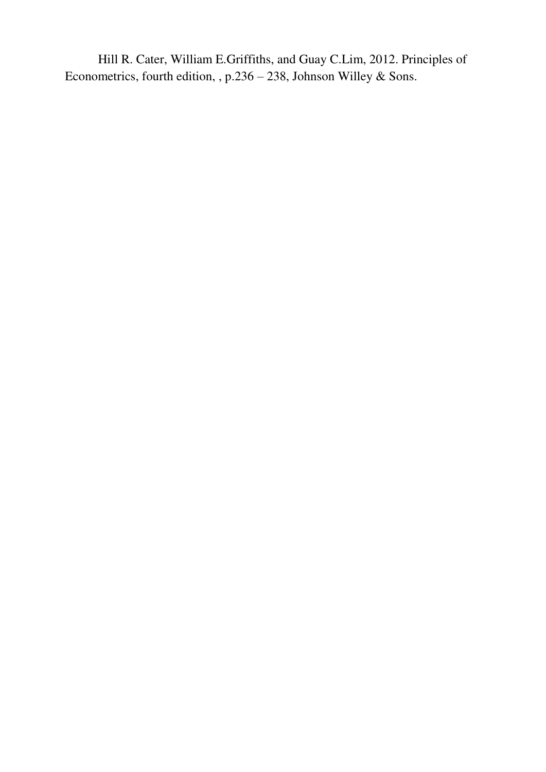Hill R. Cater, William E.Griffiths, and Guay C.Lim, 2012. Principles of Econometrics, fourth edition, , p.236 – 238, Johnson Willey & Sons.